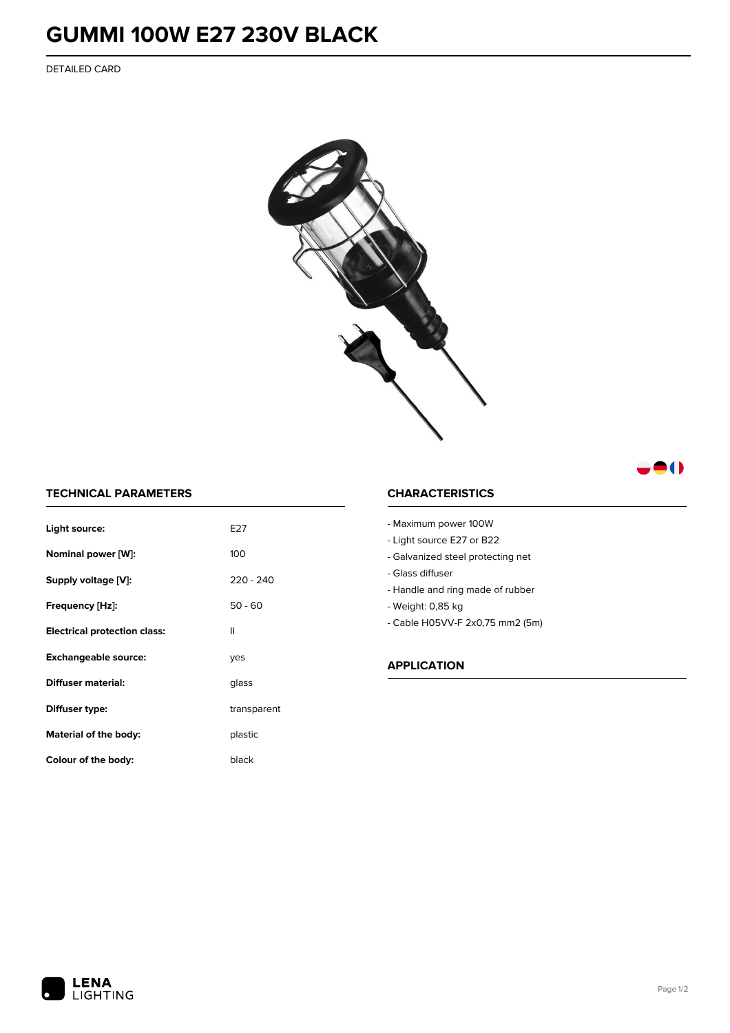# GUMMI 100W E27 230V BLACK

DETAILED CARD

## TECHNICAL PARAMETERS

| | |
|---|---|
| **Light source:** | E27 |
| **Nominal power [W]:** | 100 |
| **Supply voltage [V]:** | 220 - 240 |
| **Frequency [Hz]:** | 50 - 60 |
| **Electrical protection class:** | II |
| **Exchangeable source:** | yes |
| **Diffuser material:** | glass |
| **Diffuser type:** | transparent |
| **Material of the body:** | plastic |
| **Colour of the body:** | black |

## CHARACTERISTICS

- Maximum power 100W
- Light source E27 or B22
- Galvanized steel protecting net
- Glass diffuser
- Handle and ring made of rubber
- Weight: 0,85 kg
- Cable H05VV-F 2x0,75 mm2 (5m)

## APPLICATION

LENA LIGHTING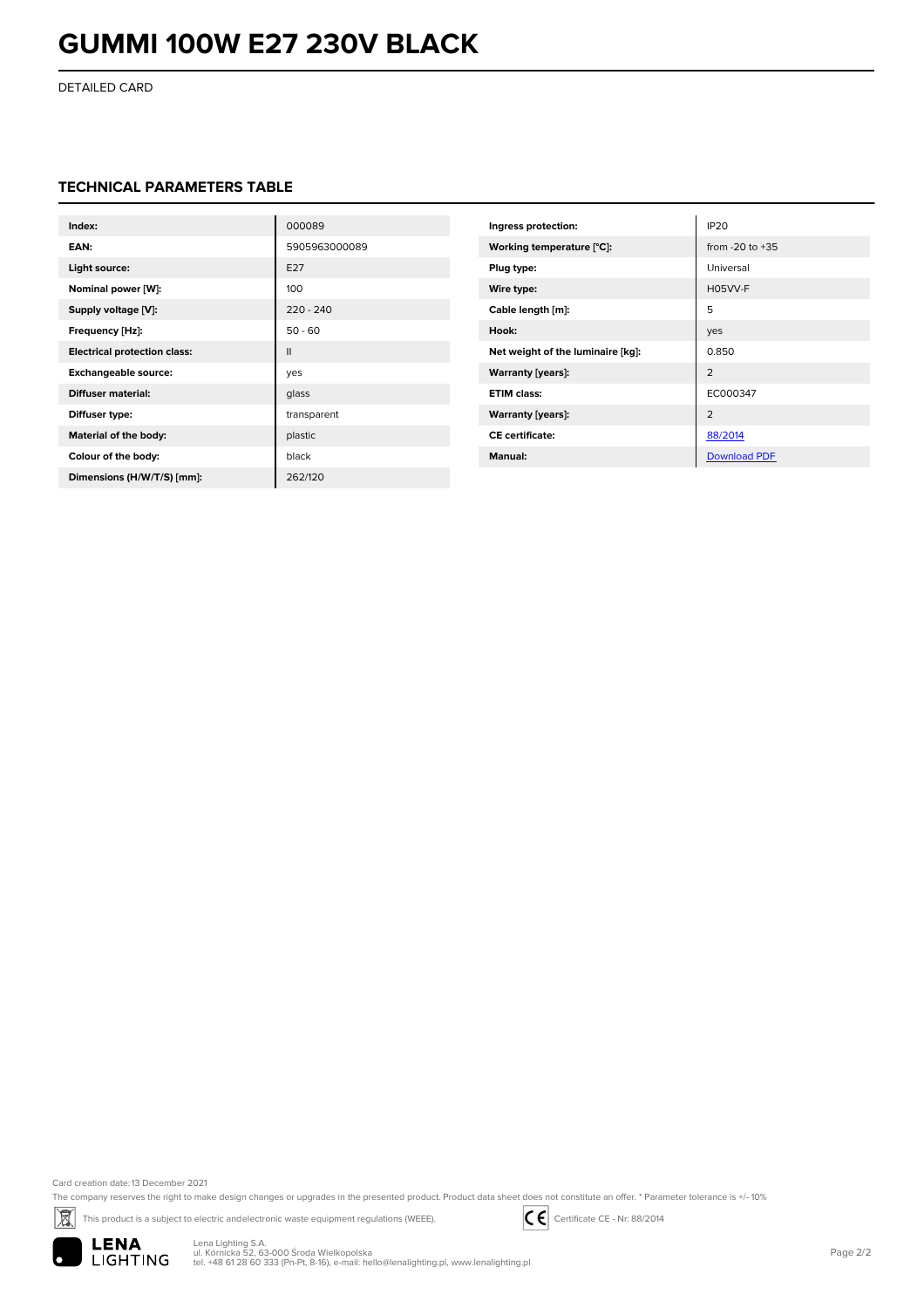# GUMMI 100W E27 230V BLACK

DETAILED CARD

## TECHNICAL PARAMETERS TABLE

| | |
|---|---|
| **Index:** | 000089 |
| **EAN:** | 5905963000089 |
| **Light source:** | E27 |
| **Nominal power [W]:** | 100 |
| **Supply voltage [V]:** | 220 - 240 |
| **Frequency [Hz]:** | 50 - 60 |
| **Electrical protection class:** | II |
| **Exchangeable source:** | yes |
| **Diffuser material:** | glass |
| **Diffuser type:** | transparent |
| **Material of the body:** | plastic |
| **Colour of the body:** | black |
| **Dimensions (H/W/T/S) [mm]:** | 262/120 |

| | |
|---|---|
| **Ingress protection:** | IP20 |
| **Working temperature [°C]:** | from -20 to +35 |
| **Plug type:** | Universal |
| **Wire type:** | H05VV-F |
| **Cable length [m]:** | 5 |
| **Hook:** | yes |
| **Net weight of the luminaire [kg]:** | 0.850 |
| **Warranty [years]:** | 2 |
| **ETIM class:** | EC000347 |
| **Warranty [years]:** | 2 |
| **CE certificate:** | 88/2014 |
| **Manual:** | Download PDF |

Card creation date: 13 December 2021

The company reserves the right to make design changes or upgrades in the presented product. Product data sheet does not constitute an offer. * Parameter tolerance is +/- 10%

This product is a subject to electric andelectronic waste equipment regulations (WEEE).

Certificate CE - Nr: 88/2014

LENA LIGHTING

Lena Lighting S.A.
ul. Kórnicka 52, 63-000 Środa Wielkopolska
tel. +48 61 28 60 333 (Pn-Pt, 8-16), e-mail: hello@lenalighting.pl, www.lenalighting.pl